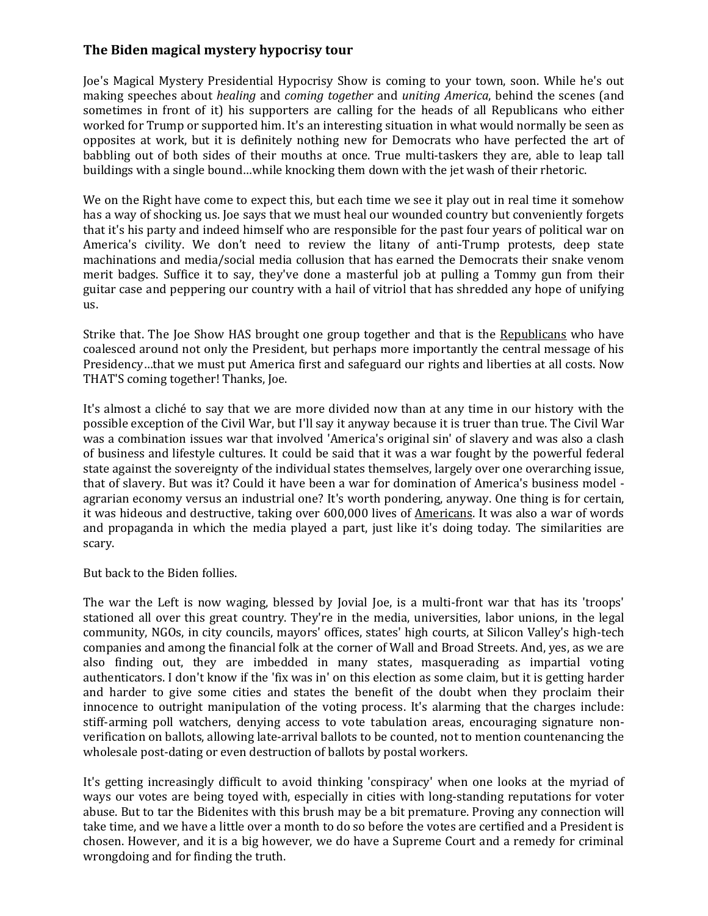### The Biden magical mystery hypocrisy tour

Joe's Magical Mystery Presidential Hypocrisy Show is coming to your town, soon. While he's out making speeches about *healing* and *coming together* and *uniting America*, behind the scenes (and sometimes in front of it) his supporters are calling for the heads of all Republicans who either worked for Trump or supported him. It's an interesting situation in what would normally be seen as opposites at work, but it is definitely nothing new for Democrats who have perfected the art of babbling out of both sides of their mouths at once. True multi-taskers they are, able to leap tall buildings with a single bound…while knocking them down with the jet wash of their rhetoric.

We on the Right have come to expect this, but each time we see it play out in real time it somehow has a way of shocking us. Joe says that we must heal our wounded country but conveniently forgets that it's his party and indeed himself who are responsible for the past four years of political war on America's civility. We don't need to review the litany of anti-Trump protests, deep state machinations and media/social media collusion that has earned the Democrats their snake venom merit badges. Suffice it to say, they've done a masterful job at pulling a Tommy gun from their guitar case and peppering our country with a hail of vitriol that has shredded any hope of unifying us.

Strike that. The Joe Show HAS brought one group together and that is the Republicans who have coalesced around not only the President, but perhaps more importantly the central message of his Presidency…that we must put America first and safeguard our rights and liberties at all costs. Now THAT'S coming together! Thanks, Joe.

It's almost a cliché to say that we are more divided now than at any time in our history with the possible exception of the Civil War, but I'll say it anyway because it is truer than true. The Civil War was a combination issues war that involved 'America's original sin' of slavery and was also a clash of business and lifestyle cultures. It could be said that it was a war fought by the powerful federal state against the sovereignty of the individual states themselves, largely over one overarching issue, that of slavery. But was it? Could it have been a war for domination of America's business model - agrarian economy versus an industrial one? It's worth pondering, anyway. One thing is for certain, it was hideous and destructive, taking over 600,000 lives of Americans. It was also a war of words and propaganda in which the media played a part, just like it's doing today. The similarities are scary.

But back to the Biden follies.

The war the Left is now waging, blessed by Jovial Joe, is a multi-front war that has its 'troops' stationed all over this great country. They're in the media, universities, labor unions, in the legal community, NGOs, in city councils, mayors' offices, states' high courts, at Silicon Valley's high-tech companies and among the financial folk at the corner of Wall and Broad Streets. And, yes, as we are also finding out, they are imbedded in many states, masquerading as impartial voting authenticators. I don't know if the 'fix was in' on this election as some claim, but it is getting harder and harder to give some cities and states the benefit of the doubt when they proclaim their innocence to outright manipulation of the voting process. It's alarming that the charges include: stiff-arming poll watchers, denying access to vote tabulation areas, encouraging signature non-verification on ballots, allowing late-arrival ballots to be counted, not to mention countenancing the wholesale post-dating or even destruction of ballots by postal workers.

It's getting increasingly difficult to avoid thinking 'conspiracy' when one looks at the myriad of ways our votes are being toyed with, especially in cities with long-standing reputations for voter abuse. But to tar the Bidenites with this brush may be a bit premature. Proving any connection will take time, and we have a little over a month to do so before the votes are certified and a President is chosen. However, and it is a big however, we do have a Supreme Court and a remedy for criminal wrongdoing and for finding the truth.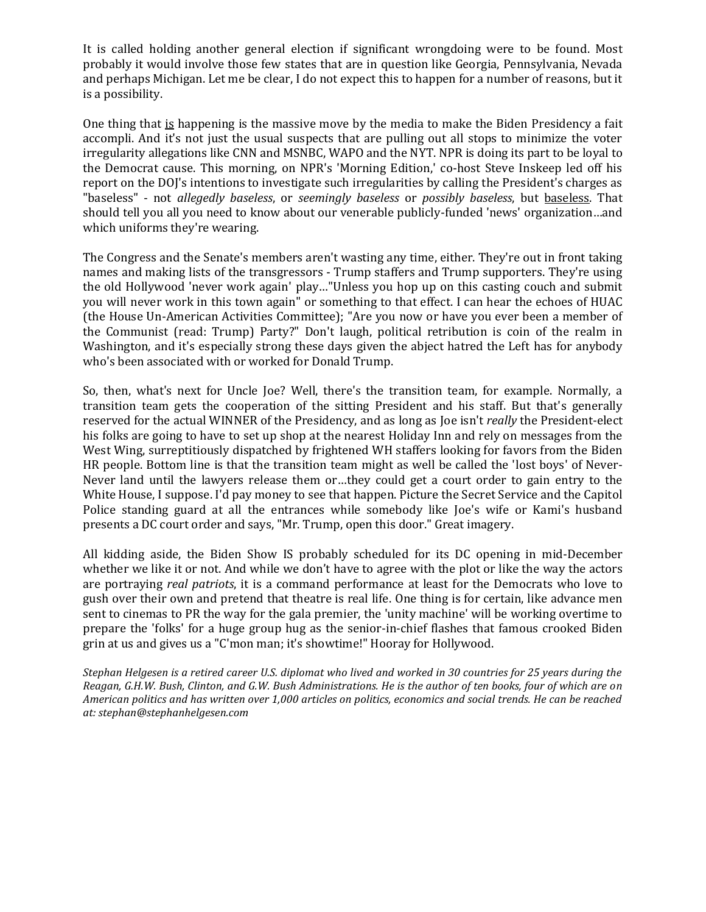It is called holding another general election if significant wrongdoing were to be found. Most probably it would involve those few states that are in question like Georgia, Pennsylvania, Nevada and perhaps Michigan. Let me be clear, I do not expect this to happen for a number of reasons, but it is a possibility.

One thing that <u>is</u> happening is the massive move by the media to make the Biden Presidency a fait accompli. And it's not just the usual suspects that are pulling out all stops to minimize the voter irregularity allegations like CNN and MSNBC, WAPO and the NYT. NPR is doing its part to be loyal to the Democrat cause. This morning, on NPR's 'Morning Edition,' co-host Steve Inskeep led off his report on the DOJ's intentions to investigate such irregularities by calling the President's charges as "baseless" - not *allegedly baseless*, or *seemingly baseless* or *possibly baseless*, but <u>baseless</u>. That should tell you all you need to know about our venerable publicly-funded 'news' organization…and which uniforms they're wearing.

The Congress and the Senate's members aren't wasting any time, either. They're out in front taking names and making lists of the transgressors - Trump staffers and Trump supporters. They're using the old Hollywood 'never work again' play…"Unless you hop up on this casting couch and submit you will never work in this town again" or something to that effect. I can hear the echoes of HUAC (the House Un-American Activities Committee); "Are you now or have you ever been a member of the Communist (read: Trump) Party?" Don't laugh, political retribution is coin of the realm in Washington, and it's especially strong these days given the abject hatred the Left has for anybody who's been associated with or worked for Donald Trump.

So, then, what's next for Uncle Joe? Well, there's the transition team, for example. Normally, a transition team gets the cooperation of the sitting President and his staff. But that's generally reserved for the actual WINNER of the Presidency, and as long as Joe isn't *really* the President-elect his folks are going to have to set up shop at the nearest Holiday Inn and rely on messages from the West Wing, surreptitiously dispatched by frightened WH staffers looking for favors from the Biden HR people. Bottom line is that the transition team might as well be called the 'lost boys' of Never-Never land until the lawyers release them or…they could get a court order to gain entry to the White House, I suppose. I'd pay money to see that happen. Picture the Secret Service and the Capitol Police standing guard at all the entrances while somebody like Joe's wife or Kami's husband presents a DC court order and says, "Mr. Trump, open this door." Great imagery.

All kidding aside, the Biden Show IS probably scheduled for its DC opening in mid-December whether we like it or not. And while we don't have to agree with the plot or like the way the actors are portraying *real patriots*, it is a command performance at least for the Democrats who love to gush over their own and pretend that theatre is real life. One thing is for certain, like advance men sent to cinemas to PR the way for the gala premier, the 'unity machine' will be working overtime to prepare the 'folks' for a huge group hug as the senior-in-chief flashes that famous crooked Biden grin at us and gives us a "C'mon man; it's showtime!" Hooray for Hollywood.

*Stephan Helgesen is a retired career U.S. diplomat who lived and worked in 30 countries for 25 years during the Reagan, G.H.W. Bush, Clinton, and G.W. Bush Administrations. He is the author of ten books, four of which are on American politics and has written over 1,000 articles on politics, economics and social trends. He can be reached at: stephan@stephanhelgesen.com*